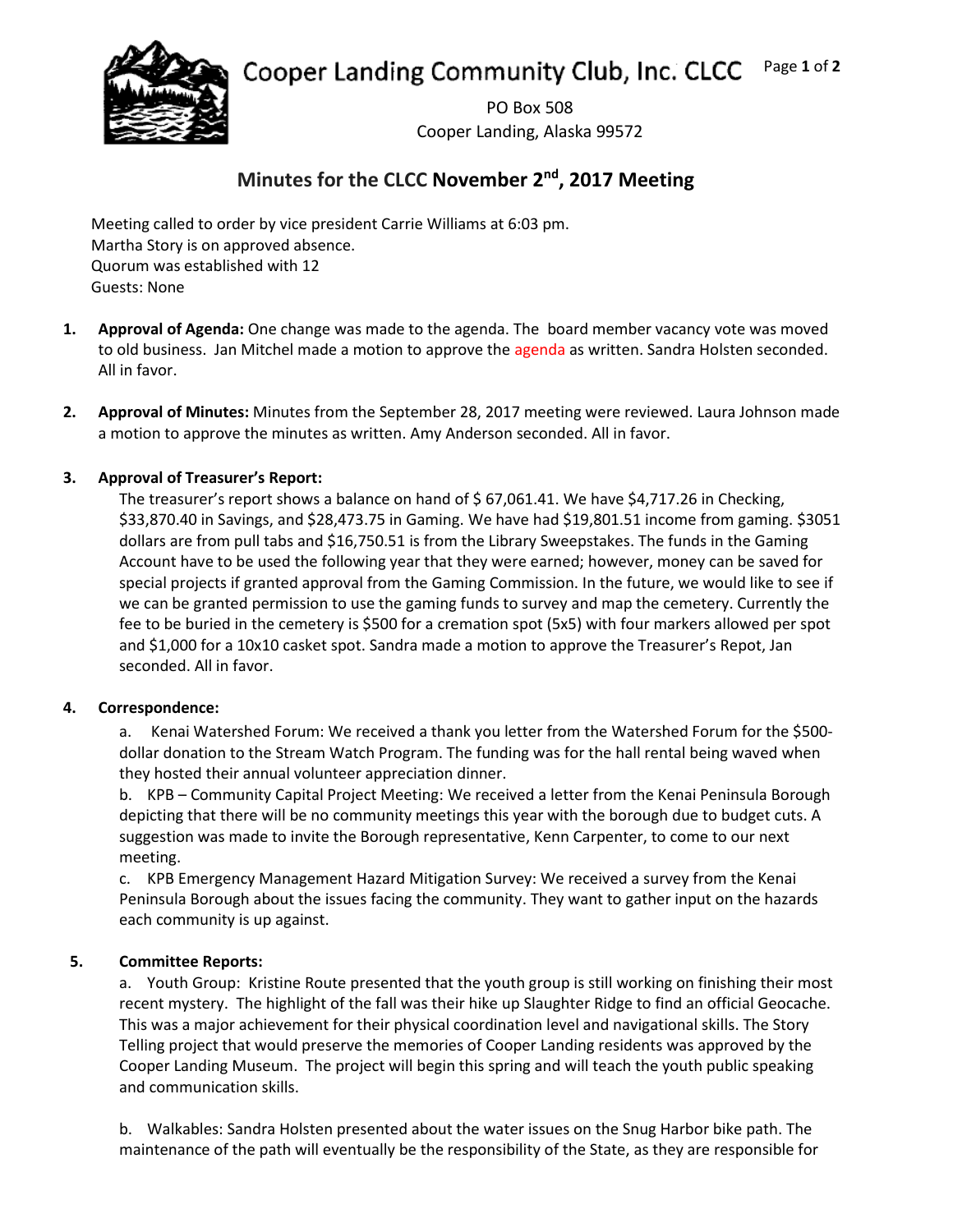# Cooper Landing Community Club, Inc. CLCC

PO Box 508
Cooper Landing, Alaska 99572

## Minutes for the CLCC November 2nd, 2017 Meeting

Meeting called to order by vice president Carrie Williams at 6:03 pm.
Martha Story is on approved absence.
Quorum was established with 12
Guests: None

1. **Approval of Agenda:** One change was made to the agenda. The board member vacancy vote was moved to old business. Jan Mitchel made a motion to approve the agenda as written. Sandra Holsten seconded. All in favor.

2. **Approval of Minutes:** Minutes from the September 28, 2017 meeting were reviewed. Laura Johnson made a motion to approve the minutes as written. Amy Anderson seconded. All in favor.

3. **Approval of Treasurer's Report:**
   The treasurer's report shows a balance on hand of $ 67,061.41. We have $4,717.26 in Checking, $33,870.40 in Savings, and $28,473.75 in Gaming. We have had $19,801.51 income from gaming. $3051 dollars are from pull tabs and $16,750.51 is from the Library Sweepstakes. The funds in the Gaming Account have to be used the following year that they were earned; however, money can be saved for special projects if granted approval from the Gaming Commission. In the future, we would like to see if we can be granted permission to use the gaming funds to survey and map the cemetery. Currently the fee to be buried in the cemetery is $500 for a cremation spot (5x5) with four markers allowed per spot and $1,000 for a 10x10 casket spot. Sandra made a motion to approve the Treasurer's Repot, Jan seconded. All in favor.

4. **Correspondence:**
   a. Kenai Watershed Forum: We received a thank you letter from the Watershed Forum for the $500-dollar donation to the Stream Watch Program. The funding was for the hall rental being waved when they hosted their annual volunteer appreciation dinner.
   b. KPB – Community Capital Project Meeting: We received a letter from the Kenai Peninsula Borough depicting that there will be no community meetings this year with the borough due to budget cuts. A suggestion was made to invite the Borough representative, Kenn Carpenter, to come to our next meeting.
   c. KPB Emergency Management Hazard Mitigation Survey: We received a survey from the Kenai Peninsula Borough about the issues facing the community. They want to gather input on the hazards each community is up against.

5. **Committee Reports:**
   a. Youth Group: Kristine Route presented that the youth group is still working on finishing their most recent mystery. The highlight of the fall was their hike up Slaughter Ridge to find an official Geocache. This was a major achievement for their physical coordination level and navigational skills. The Story Telling project that would preserve the memories of Cooper Landing residents was approved by the Cooper Landing Museum. The project will begin this spring and will teach the youth public speaking and communication skills.

   b. Walkables: Sandra Holsten presented about the water issues on the Snug Harbor bike path. The maintenance of the path will eventually be the responsibility of the State, as they are responsible for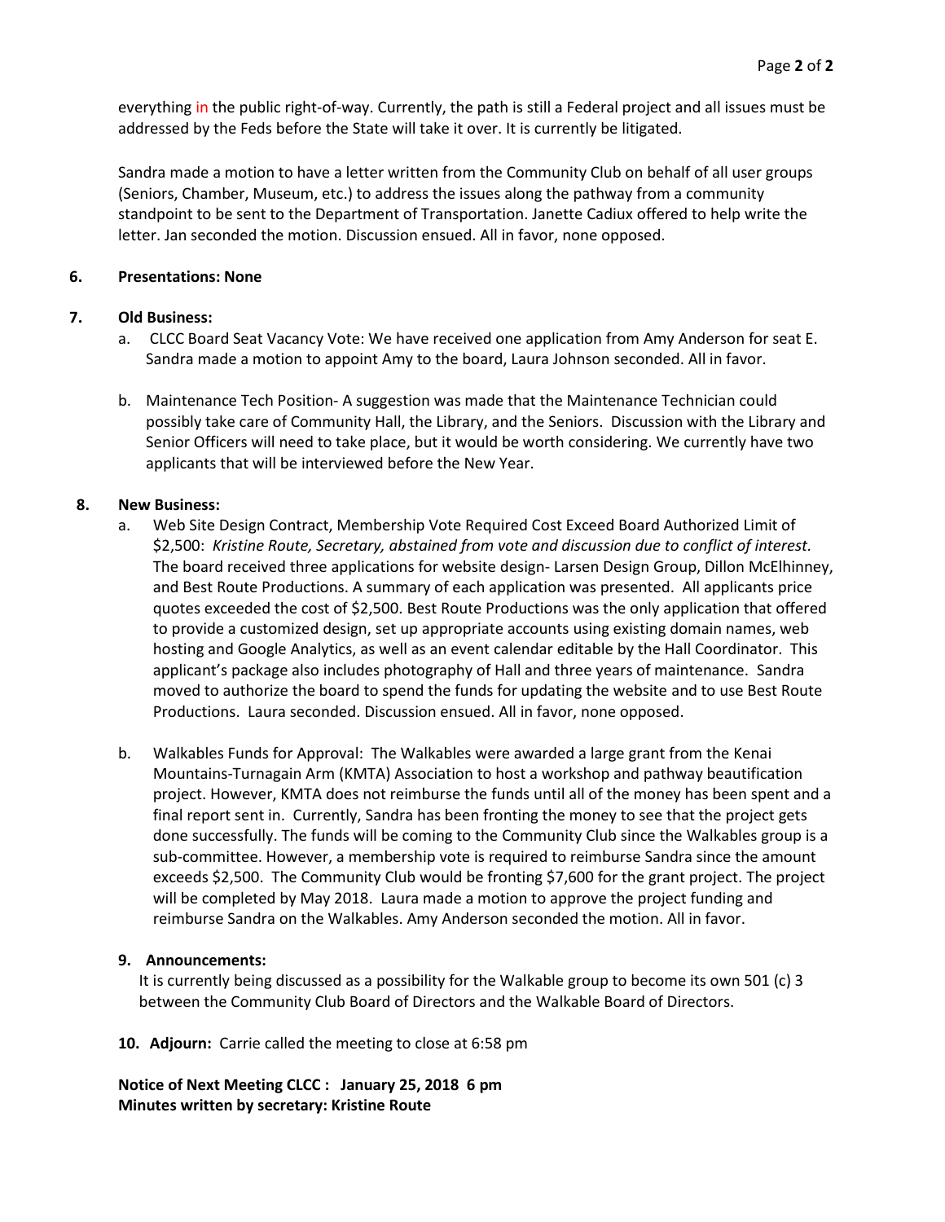everything in the public right-of-way. Currently, the path is still a Federal project and all issues must be addressed by the Feds before the State will take it over. It is currently be litigated.

Sandra made a motion to have a letter written from the Community Club on behalf of all user groups (Seniors, Chamber, Museum, etc.) to address the issues along the pathway from a community standpoint to be sent to the Department of Transportation. Janette Cadiux offered to help write the letter. Jan seconded the motion. Discussion ensued. All in favor, none opposed.

**6. Presentations: None**

**7. Old Business:**

a. CLCC Board Seat Vacancy Vote: We have received one application from Amy Anderson for seat E. Sandra made a motion to appoint Amy to the board, Laura Johnson seconded. All in favor.

b. Maintenance Tech Position- A suggestion was made that the Maintenance Technician could possibly take care of Community Hall, the Library, and the Seniors. Discussion with the Library and Senior Officers will need to take place, but it would be worth considering. We currently have two applicants that will be interviewed before the New Year.

**8. New Business:**

a. Web Site Design Contract, Membership Vote Required Cost Exceed Board Authorized Limit of $2,500: *Kristine Route, Secretary, abstained from vote and discussion due to conflict of interest.* The board received three applications for website design- Larsen Design Group, Dillon McElhinney, and Best Route Productions. A summary of each application was presented. All applicants price quotes exceeded the cost of $2,500. Best Route Productions was the only application that offered to provide a customized design, set up appropriate accounts using existing domain names, web hosting and Google Analytics, as well as an event calendar editable by the Hall Coordinator. This applicant's package also includes photography of Hall and three years of maintenance. Sandra moved to authorize the board to spend the funds for updating the website and to use Best Route Productions. Laura seconded. Discussion ensued. All in favor, none opposed.

b. Walkables Funds for Approval: The Walkables were awarded a large grant from the Kenai Mountains-Turnagain Arm (KMTA) Association to host a workshop and pathway beautification project. However, KMTA does not reimburse the funds until all of the money has been spent and a final report sent in. Currently, Sandra has been fronting the money to see that the project gets done successfully. The funds will be coming to the Community Club since the Walkables group is a sub-committee. However, a membership vote is required to reimburse Sandra since the amount exceeds $2,500. The Community Club would be fronting $7,600 for the grant project. The project will be completed by May 2018. Laura made a motion to approve the project funding and reimburse Sandra on the Walkables. Amy Anderson seconded the motion. All in favor.

**9. Announcements:**

It is currently being discussed as a possibility for the Walkable group to become its own 501 (c) 3 between the Community Club Board of Directors and the Walkable Board of Directors.

**10. Adjourn:** Carrie called the meeting to close at 6:58 pm

**Notice of Next Meeting CLCC : January 25, 2018 6 pm**
**Minutes written by secretary: Kristine Route**